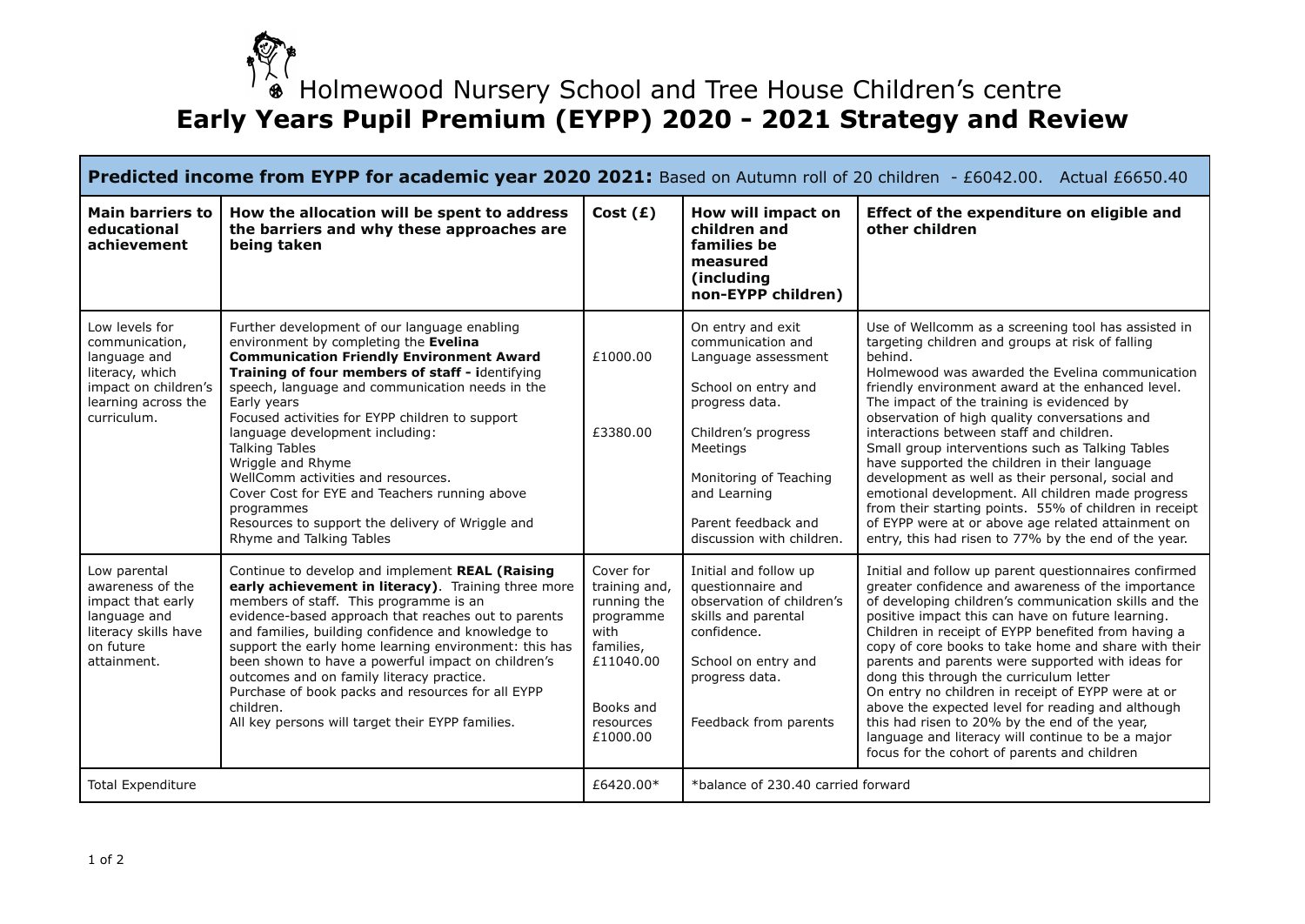# Holmewood Nursery School and Tree House Children's centre

# Early Years Pupil Premium (EYPP) 2020 - 2021 Strategy and Review

**Predicted income from EYPP for academic year 2020 2021:** Based on Autumn roll of 20 children - £6042.00. Actual £6650.40

| Main barriers to educational achievement | How the allocation will be spent to address the barriers and why these approaches are being taken | Cost (£) | How will impact on children and families be measured (including non-EYPP children) | Effect of the expenditure on eligible and other children |
|---|---|---|---|---|
| Low levels for communication, language and literacy, which impact on children's learning across the curriculum. | Further development of our language enabling environment by completing the **Evelina Communication Friendly Environment Award** **Training of four members of staff - i**dentifying speech, language and communication needs in the Early years<br>Focused activities for EYPP children to support language development including:<br>Talking Tables<br>Wriggle and Rhyme<br>WellComm activities and resources.<br>Cover Cost for EYE and Teachers running above programmes<br>Resources to support the delivery of Wriggle and Rhyme and Talking Tables | £1000.00<br><br>£3380.00 | On entry and exit communication and Language assessment<br><br>School on entry and progress data.<br><br>Children's progress Meetings<br><br>Monitoring of Teaching and Learning<br><br>Parent feedback and discussion with children. | Use of Wellcomm as a screening tool has assisted in targeting children and groups at risk of falling behind.<br>Holmewood was awarded the Evelina communication friendly environment award at the enhanced level.<br>The impact of the training is evidenced by observation of high quality conversations and interactions between staff and children.<br>Small group interventions such as Talking Tables have supported the children in their language development as well as their personal, social and emotional development. All children made progress from their starting points. 55% of children in receipt of EYPP were at or above age related attainment on entry, this had risen to 77% by the end of the year. |
| Low parental awareness of the impact that early language and literacy skills have on future attainment. | Continue to develop and implement **REAL (Raising early achievement in literacy)**. Training three more members of staff. This programme is an evidence-based approach that reaches out to parents and families, building confidence and knowledge to support the early home learning environment: this has been shown to have a powerful impact on children's outcomes and on family literacy practice.<br>Purchase of book packs and resources for all EYPP children.<br>All key persons will target their EYPP families. | Cover for training and, running the programme with families, £11040.00<br><br>Books and resources £1000.00 | Initial and follow up questionnaire and observation of children's skills and parental confidence.<br><br>School on entry and progress data.<br><br>Feedback from parents | Initial and follow up parent questionnaires confirmed greater confidence and awareness of the importance of developing children's communication skills and the positive impact this can have on future learning.<br>Children in receipt of EYPP benefited from having a copy of core books to take home and share with their parents and parents were supported with ideas for dong this through the curriculum letter<br>On entry no children in receipt of EYPP were at or above the expected level for reading and although this had risen to 20% by the end of the year, language and literacy will continue to be a major focus for the cohort of parents and children |
| Total Expenditure | | £6420.00* | *balance of 230.40 carried forward | |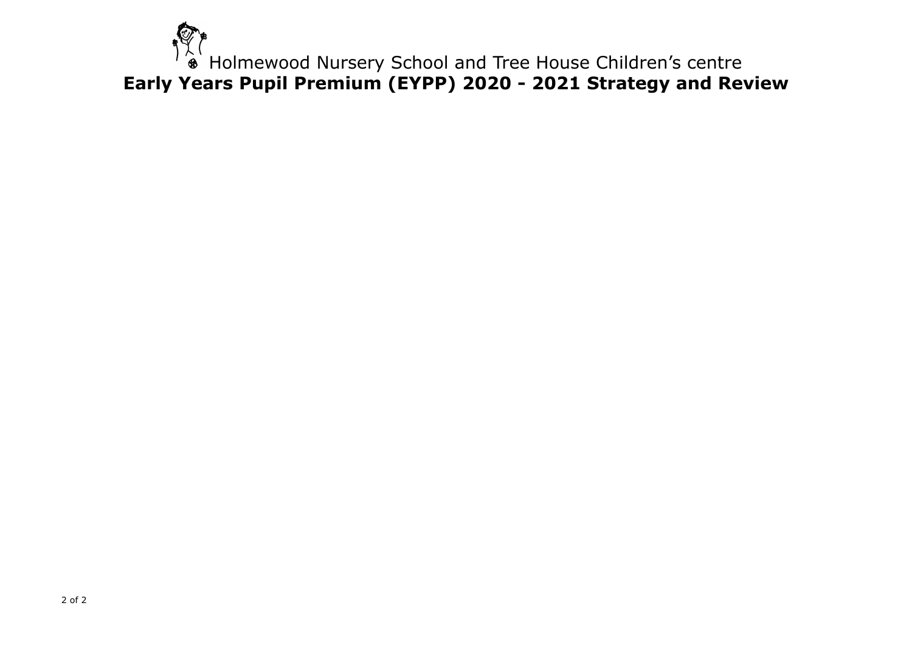Holmewood Nursery School and Tree House Children's centre

**Early Years Pupil Premium (EYPP) 2020 - 2021 Strategy and Review**